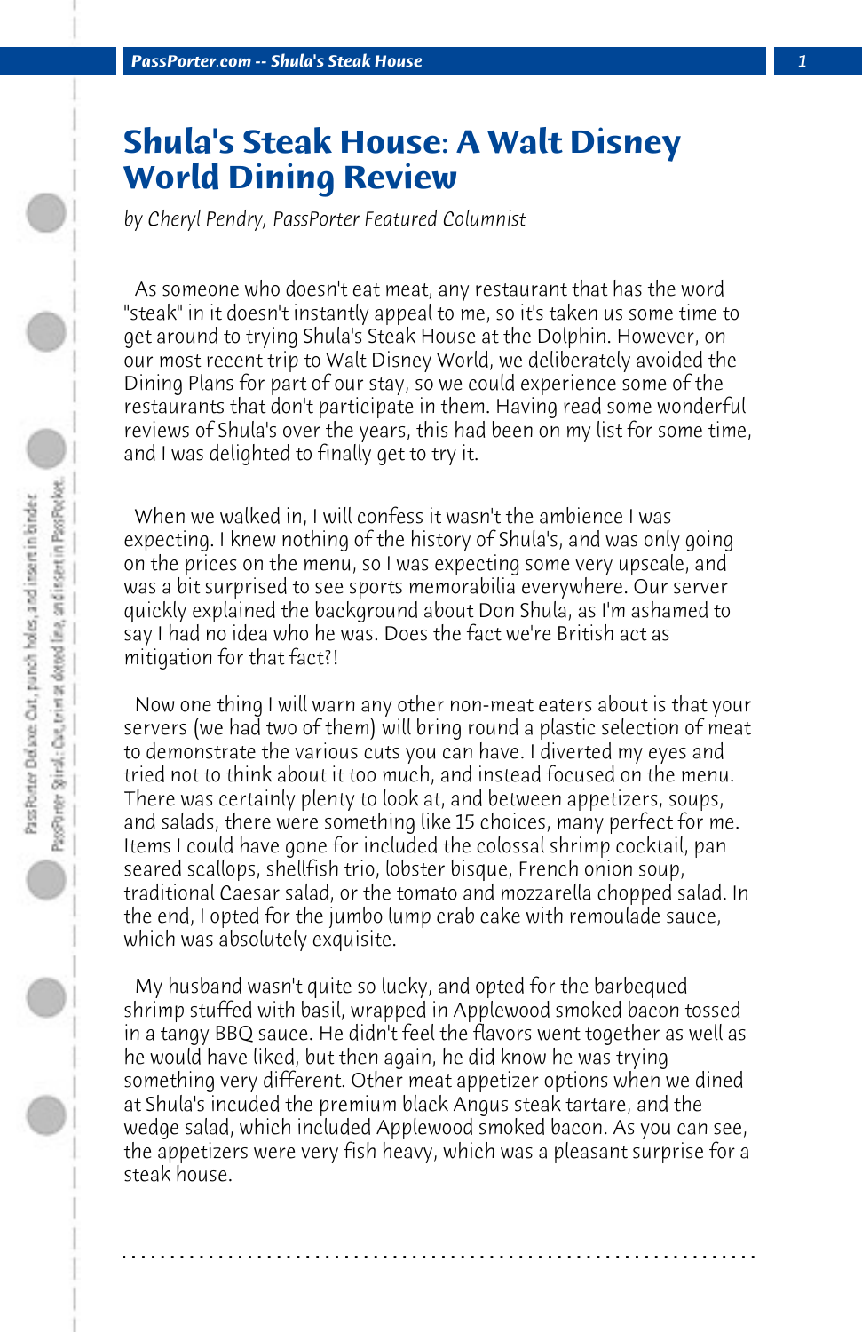# Shula's Steak House: A Walt Disney World Dining Review

*by Cheryl Pendry, PassPorter Featured Columnist*

As someone who doesn't eat meat, any restaurant that has the word "steak" in it doesn't instantly appeal to me, so it's taken us some time to get around to trying Shula's Steak House at the Dolphin. However, on our most recent trip to Walt Disney World, we deliberately avoided the Dining Plans for part of our stay, so we could experience some of the restaurants that don't participate in them. Having read some wonderful reviews of Shula's over the years, this had been on my list for some time, and I was delighted to finally get to try it.

When we walked in, I will confess it wasn't the ambience I was expecting. I knew nothing of the history of Shula's, and was only going on the prices on the menu, so I was expecting some very upscale, and was a bit surprised to see sports memorabilia everywhere. Our server quickly explained the background about Don Shula, as I'm ashamed to say I had no idea who he was. Does the fact we're British act as mitigation for that fact?!

Now one thing I will warn any other non-meat eaters about is that your servers (we had two of them) will bring round a plastic selection of meat to demonstrate the various cuts you can have. I diverted my eyes and tried not to think about it too much, and instead focused on the menu. There was certainly plenty to look at, and between appetizers, soups, and salads, there were something like 15 choices, many perfect for me. Items I could have gone for included the colossal shrimp cocktail, pan seared scallops, shellfish trio, lobster bisque, French onion soup, traditional Caesar salad, or the tomato and mozzarella chopped salad. In the end, I opted for the jumbo lump crab cake with remoulade sauce, which was absolutely exquisite.

My husband wasn't quite so lucky, and opted for the barbequed shrimp stuffed with basil, wrapped in Applewood smoked bacon tossed in a tangy BBQ sauce. He didn't feel the flavors went together as well as he would have liked, but then again, he did know he was trying something very different. Other meat appetizer options when we dined at Shula's incuded the premium black Angus steak tartare, and the wedge salad, which included Applewood smoked bacon. As you can see, the appetizers were very fish heavy, which was a pleasant surprise for a steak house.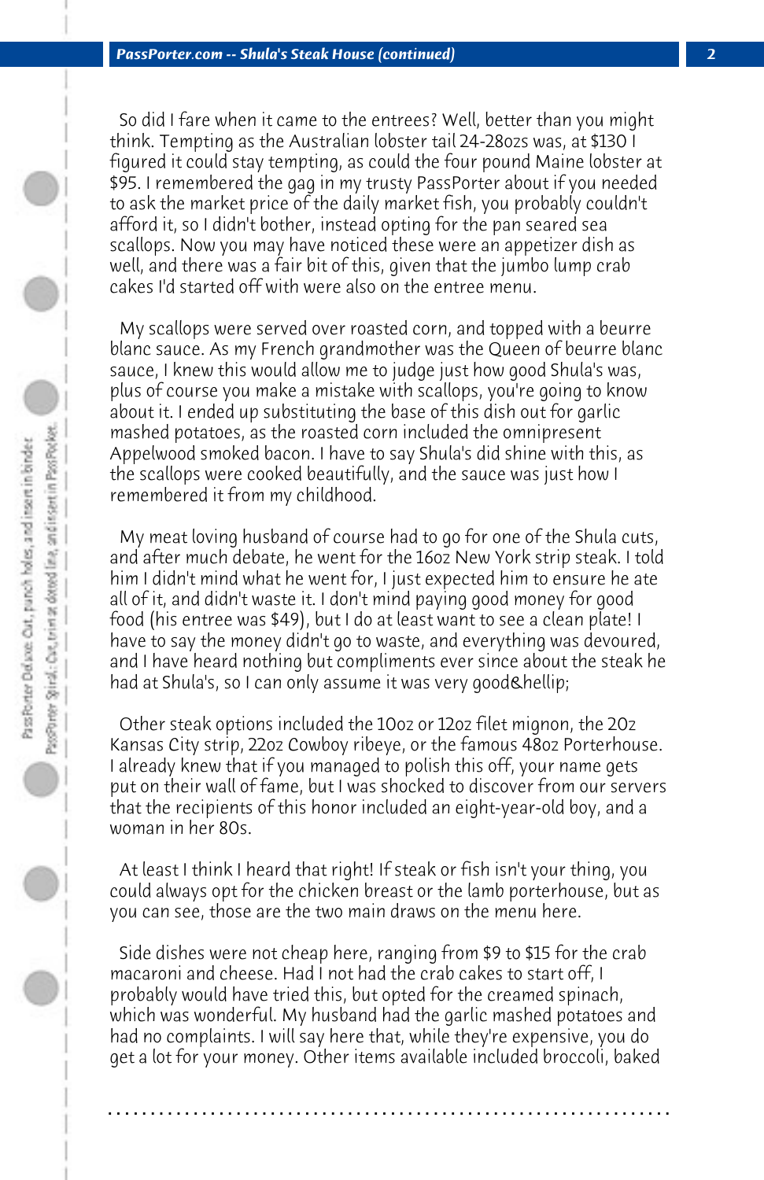So did I fare when it came to the entrees? Well, better than you might think. Tempting as the Australian lobster tail 24-28ozs was, at $130 I figured it could stay tempting, as could the four pound Maine lobster at $95. I remembered the gag in my trusty PassPorter about if you needed to ask the market price of the daily market fish, you probably couldn't afford it, so I didn't bother, instead opting for the pan seared sea scallops. Now you may have noticed these were an appetizer dish as well, and there was a fair bit of this, given that the jumbo lump crab cakes I'd started off with were also on the entree menu.

My scallops were served over roasted corn, and topped with a beurre blanc sauce. As my French grandmother was the Queen of beurre blanc sauce, I knew this would allow me to judge just how good Shula's was, plus of course you make a mistake with scallops, you're going to know about it. I ended up substituting the base of this dish out for garlic mashed potatoes, as the roasted corn included the omnipresent Appelwood smoked bacon. I have to say Shula's did shine with this, as the scallops were cooked beautifully, and the sauce was just how I remembered it from my childhood.

My meat loving husband of course had to go for one of the Shula cuts, and after much debate, he went for the 16oz New York strip steak. I told him I didn't mind what he went for, I just expected him to ensure he ate all of it, and didn't waste it. I don't mind paying good money for good food (his entree was $49), but I do at least want to see a clean plate! I have to say the money didn't go to waste, and everything was devoured, and I have heard nothing but compliments ever since about the steak he had at Shula's, so I can only assume it was very good&hellip;

Other steak options included the 10oz or 12oz filet mignon, the 20z Kansas City strip, 22oz Cowboy ribeye, or the famous 48oz Porterhouse. I already knew that if you managed to polish this off, your name gets put on their wall of fame, but I was shocked to discover from our servers that the recipients of this honor included an eight-year-old boy, and a woman in her 80s.

At least I think I heard that right! If steak or fish isn't your thing, you could always opt for the chicken breast or the lamb porterhouse, but as you can see, those are the two main draws on the menu here.

Side dishes were not cheap here, ranging from $9 to $15 for the crab macaroni and cheese. Had I not had the crab cakes to start off, I probably would have tried this, but opted for the creamed spinach, which was wonderful. My husband had the garlic mashed potatoes and had no complaints. I will say here that, while they're expensive, you do get a lot for your money. Other items available included broccoli, baked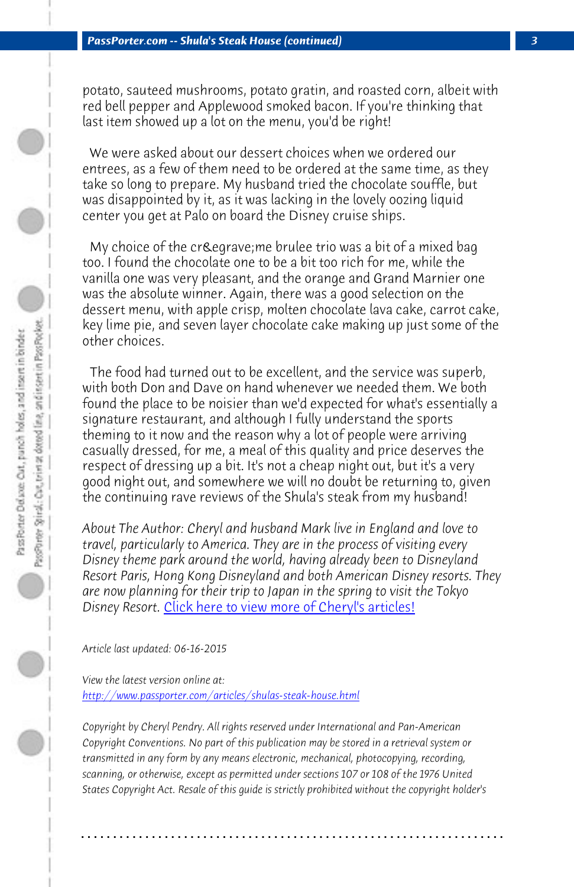potato, sauteed mushrooms, potato gratin, and roasted corn, albeit with red bell pepper and Applewood smoked bacon. If you're thinking that last item showed up a lot on the menu, you'd be right!

We were asked about our dessert choices when we ordered our entrees, as a few of them need to be ordered at the same time, as they take so long to prepare. My husband tried the chocolate souffle, but was disappointed by it, as it was lacking in the lovely oozing liquid center you get at Palo on board the Disney cruise ships.

My choice of the cr&egrave;me brulee trio was a bit of a mixed bag too. I found the chocolate one to be a bit too rich for me, while the vanilla one was very pleasant, and the orange and Grand Marnier one was the absolute winner. Again, there was a good selection on the dessert menu, with apple crisp, molten chocolate lava cake, carrot cake, key lime pie, and seven layer chocolate cake making up just some of the other choices.

The food had turned out to be excellent, and the service was superb, with both Don and Dave on hand whenever we needed them. We both found the place to be noisier than we'd expected for what's essentially a signature restaurant, and although I fully understand the sports theming to it now and the reason why a lot of people were arriving casually dressed, for me, a meal of this quality and price deserves the respect of dressing up a bit. It's not a cheap night out, but it's a very good night out, and somewhere we will no doubt be returning to, given the continuing rave reviews of the Shula's steak from my husband!

*About The Author: Cheryl and husband Mark live in England and love to travel, particularly to America. They are in the process of visiting every Disney theme park around the world, having already been to Disneyland Resort Paris, Hong Kong Disneyland and both American Disney resorts. They are now planning for their trip to Japan in the spring to visit the Tokyo Disney Resort.* [Click here to view more of Cheryl's articles!]

*Article last updated: 06-16-2015*

*View the latest version online at:*
*http://www.passporter.com/articles/shulas-steak-house.html*

*Copyright by Cheryl Pendry. All rights reserved under International and Pan-American Copyright Conventions. No part of this publication may be stored in a retrieval system or transmitted in any form by any means electronic, mechanical, photocopying, recording, scanning, or otherwise, except as permitted under sections 107 or 108 of the 1976 United States Copyright Act. Resale of this guide is strictly prohibited without the copyright holder's*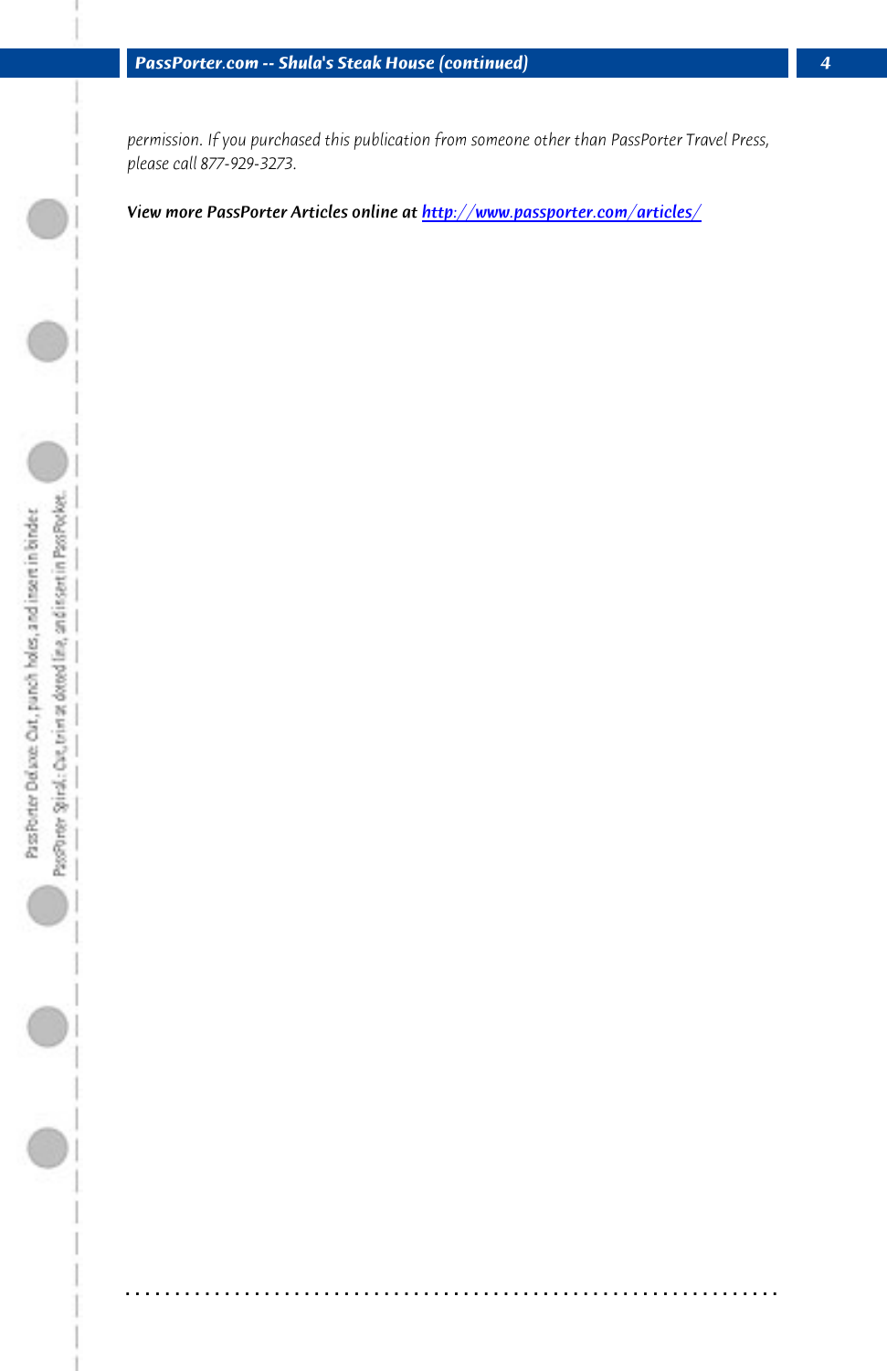*permission. If you purchased this publication from someone other than PassPorter Travel Press, please call 877-929-3273.*

**View more PassPorter Articles online at [http://www.passporter.com/articles/](http://www.passporter.com/articles/)**